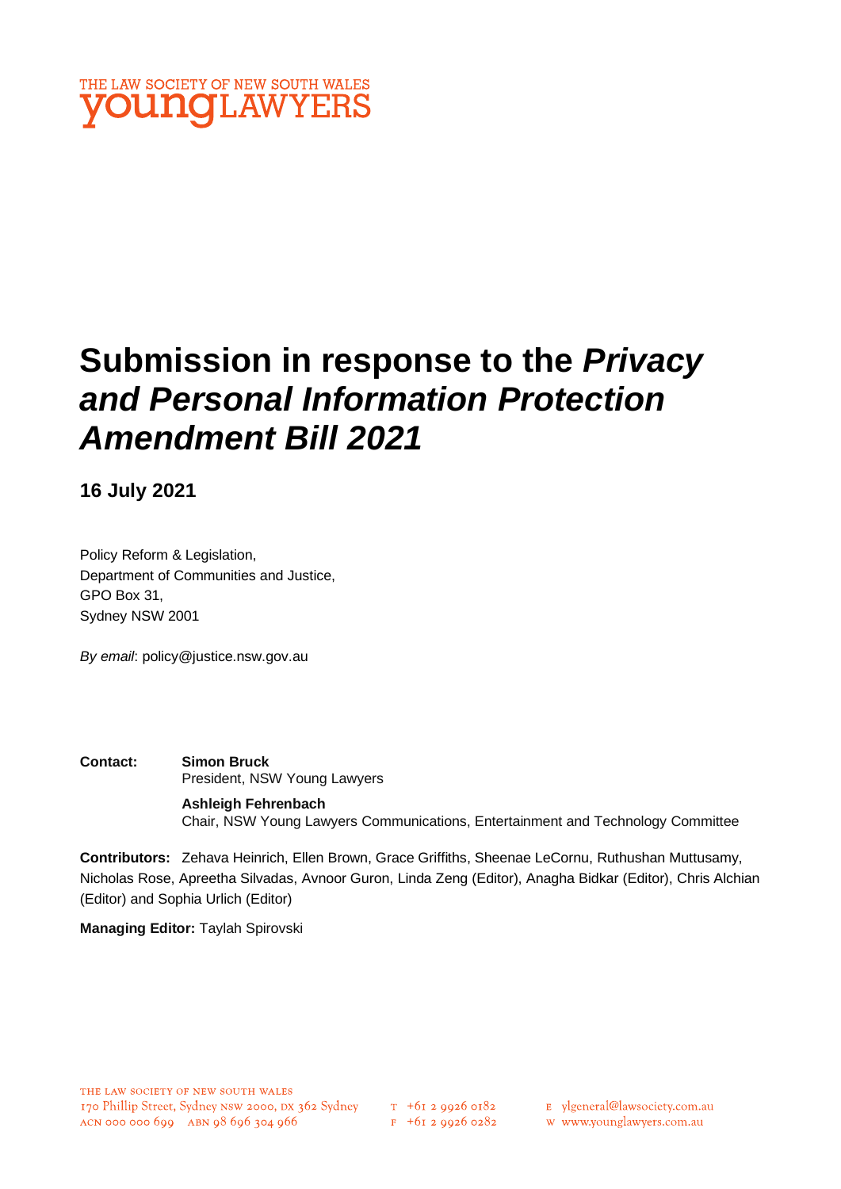THE LAW SOCIETY OF NEW SOUTH WALES
**young**LAWYERS

# Submission in response to the *Privacy and Personal Information Protection Amendment Bill 2021*

**16 July 2021**

Policy Reform & Legislation,
Department of Communities and Justice,
GPO Box 31,
Sydney NSW 2001

*By email*: policy@justice.nsw.gov.au

**Contact:** **Simon Bruck**
President, NSW Young Lawyers

**Ashleigh Fehrenbach**
Chair, NSW Young Lawyers Communications, Entertainment and Technology Committee

**Contributors:** Zehava Heinrich, Ellen Brown, Grace Griffiths, Sheenae LeCornu, Ruthushan Muttusamy, Nicholas Rose, Apreetha Silvadas, Avnoor Guron, Linda Zeng (Editor), Anagha Bidkar (Editor), Chris Alchian (Editor) and Sophia Urlich (Editor)

**Managing Editor:** Taylah Spirovski

THE LAW SOCIETY OF NEW SOUTH WALES
170 Phillip Street, Sydney NSW 2000, DX 362 Sydney
ACN 000 000 699 ABN 98 696 304 966

T +61 2 9926 0182
F +61 2 9926 0282

E ylgeneral@lawsociety.com.au
W www.younglawyers.com.au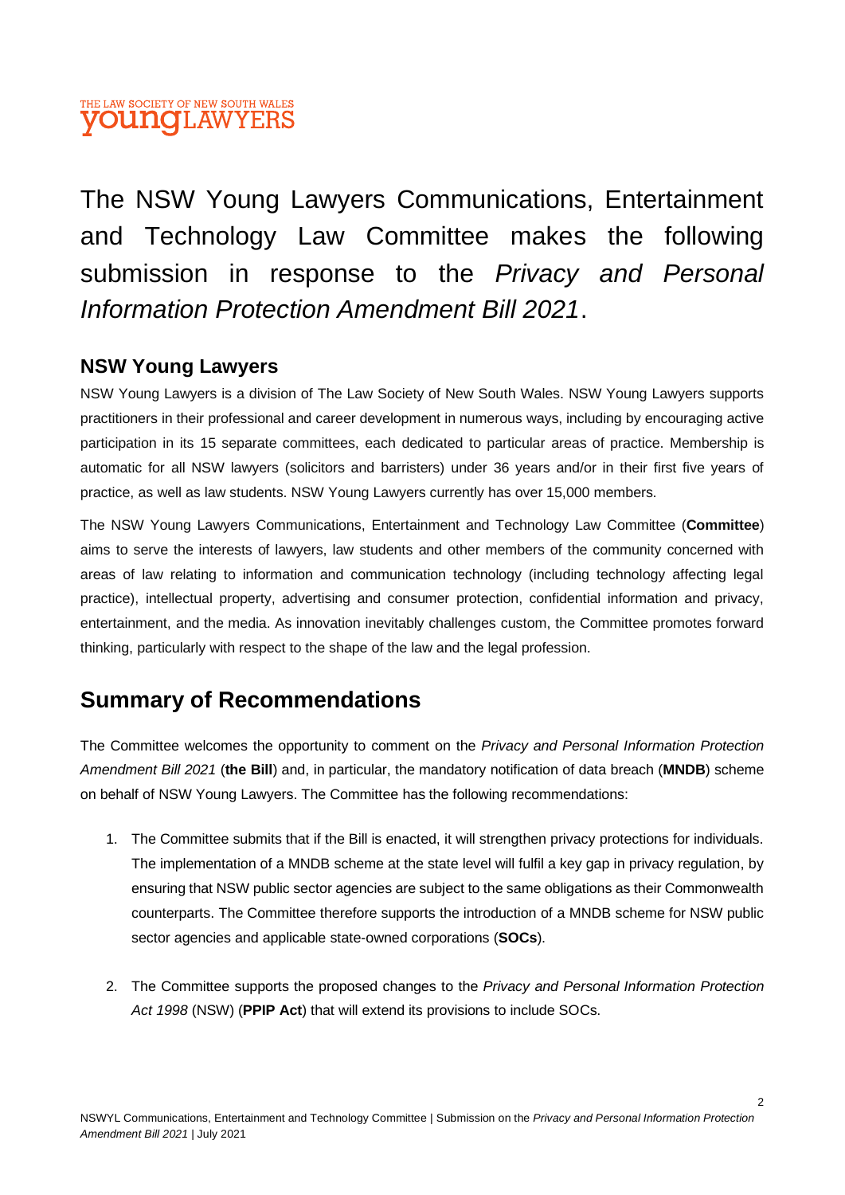The NSW Young Lawyers Communications, Entertainment and Technology Law Committee makes the following submission in response to the *Privacy and Personal Information Protection Amendment Bill 2021*.

## NSW Young Lawyers

NSW Young Lawyers is a division of The Law Society of New South Wales. NSW Young Lawyers supports practitioners in their professional and career development in numerous ways, including by encouraging active participation in its 15 separate committees, each dedicated to particular areas of practice. Membership is automatic for all NSW lawyers (solicitors and barristers) under 36 years and/or in their first five years of practice, as well as law students. NSW Young Lawyers currently has over 15,000 members.

The NSW Young Lawyers Communications, Entertainment and Technology Law Committee (**Committee**) aims to serve the interests of lawyers, law students and other members of the community concerned with areas of law relating to information and communication technology (including technology affecting legal practice), intellectual property, advertising and consumer protection, confidential information and privacy, entertainment, and the media. As innovation inevitably challenges custom, the Committee promotes forward thinking, particularly with respect to the shape of the law and the legal profession.

## Summary of Recommendations

The Committee welcomes the opportunity to comment on the *Privacy and Personal Information Protection Amendment Bill 2021* (**the Bill**) and, in particular, the mandatory notification of data breach (**MNDB**) scheme on behalf of NSW Young Lawyers. The Committee has the following recommendations:

1. The Committee submits that if the Bill is enacted, it will strengthen privacy protections for individuals. The implementation of a MNDB scheme at the state level will fulfil a key gap in privacy regulation, by ensuring that NSW public sector agencies are subject to the same obligations as their Commonwealth counterparts. The Committee therefore supports the introduction of a MNDB scheme for NSW public sector agencies and applicable state-owned corporations (**SOCs**).

2. The Committee supports the proposed changes to the *Privacy and Personal Information Protection Act 1998* (NSW) (**PPIP Act**) that will extend its provisions to include SOCs.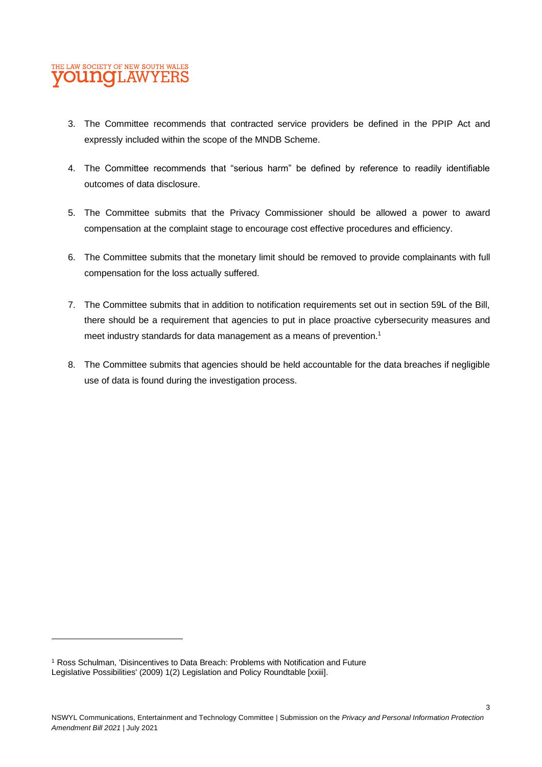3. The Committee recommends that contracted service providers be defined in the PPIP Act and expressly included within the scope of the MNDB Scheme.

4. The Committee recommends that "serious harm" be defined by reference to readily identifiable outcomes of data disclosure.

5. The Committee submits that the Privacy Commissioner should be allowed a power to award compensation at the complaint stage to encourage cost effective procedures and efficiency.

6. The Committee submits that the monetary limit should be removed to provide complainants with full compensation for the loss actually suffered.

7. The Committee submits that in addition to notification requirements set out in section 59L of the Bill, there should be a requirement that agencies to put in place proactive cybersecurity measures and meet industry standards for data management as a means of prevention.[1]

8. The Committee submits that agencies should be held accountable for the data breaches if negligible use of data is found during the investigation process.

---

[1] Ross Schulman, 'Disincentives to Data Breach: Problems with Notification and Future Legislative Possibilities' (2009) 1(2) Legislation and Policy Roundtable [xxiii].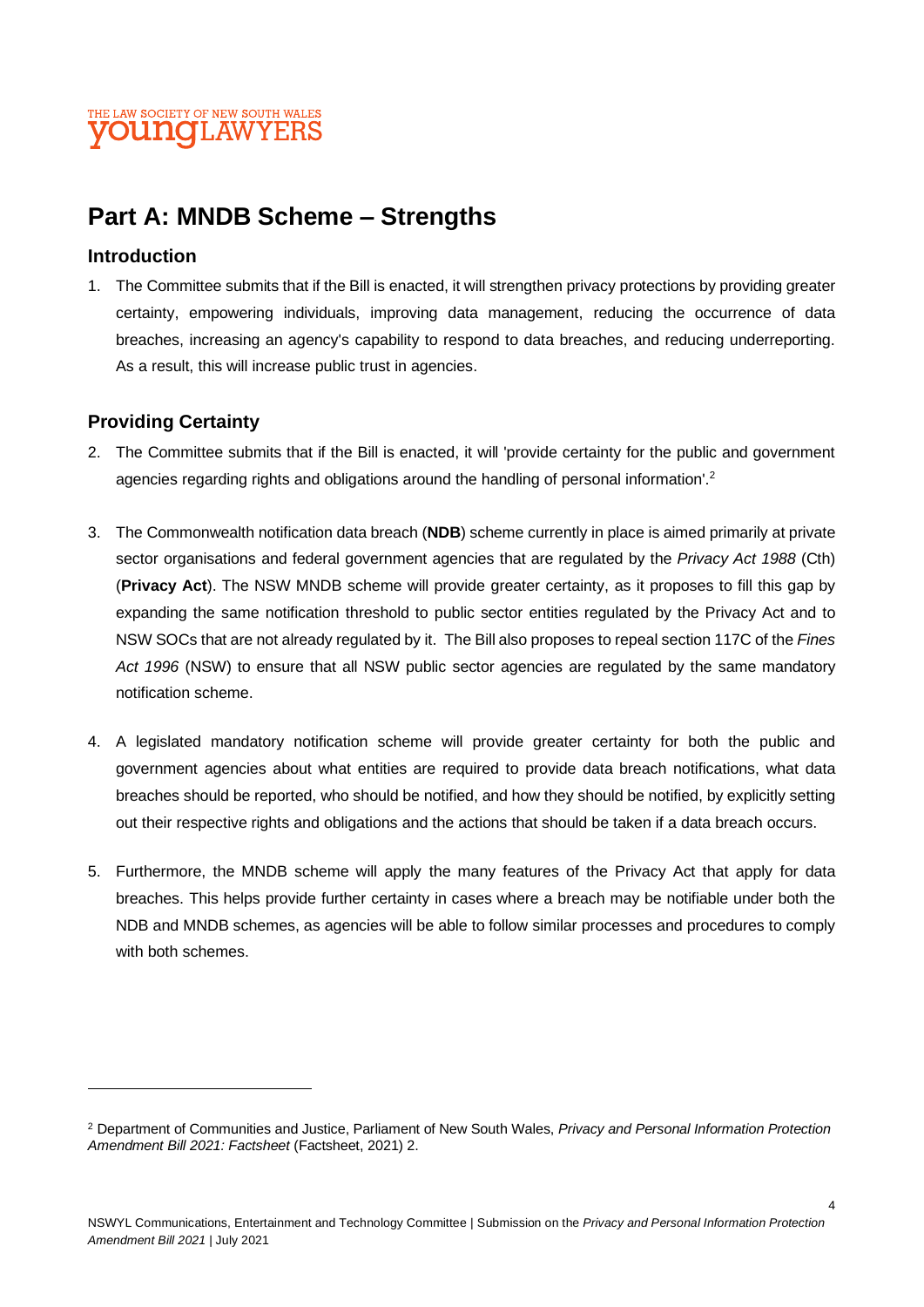# Part A: MNDB Scheme – Strengths

## Introduction

1. The Committee submits that if the Bill is enacted, it will strengthen privacy protections by providing greater certainty, empowering individuals, improving data management, reducing the occurrence of data breaches, increasing an agency's capability to respond to data breaches, and reducing underreporting. As a result, this will increase public trust in agencies.

## Providing Certainty

2. The Committee submits that if the Bill is enacted, it will 'provide certainty for the public and government agencies regarding rights and obligations around the handling of personal information'.[2]

3. The Commonwealth notification data breach (**NDB**) scheme currently in place is aimed primarily at private sector organisations and federal government agencies that are regulated by the *Privacy Act 1988* (Cth) (**Privacy Act**). The NSW MNDB scheme will provide greater certainty, as it proposes to fill this gap by expanding the same notification threshold to public sector entities regulated by the Privacy Act and to NSW SOCs that are not already regulated by it. The Bill also proposes to repeal section 117C of the *Fines Act 1996* (NSW) to ensure that all NSW public sector agencies are regulated by the same mandatory notification scheme.

4. A legislated mandatory notification scheme will provide greater certainty for both the public and government agencies about what entities are required to provide data breach notifications, what data breaches should be reported, who should be notified, and how they should be notified, by explicitly setting out their respective rights and obligations and the actions that should be taken if a data breach occurs.

5. Furthermore, the MNDB scheme will apply the many features of the Privacy Act that apply for data breaches. This helps provide further certainty in cases where a breach may be notifiable under both the NDB and MNDB schemes, as agencies will be able to follow similar processes and procedures to comply with both schemes.

---

[2] Department of Communities and Justice, Parliament of New South Wales, *Privacy and Personal Information Protection Amendment Bill 2021: Factsheet* (Factsheet, 2021) 2.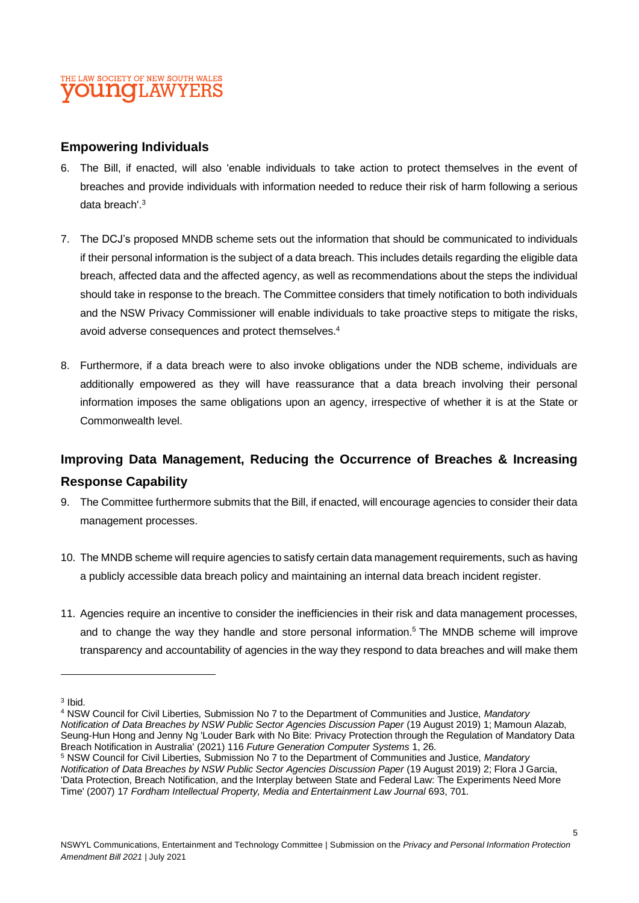## Empowering Individuals

6. The Bill, if enacted, will also 'enable individuals to take action to protect themselves in the event of breaches and provide individuals with information needed to reduce their risk of harm following a serious data breach'.[3]

7. The DCJ's proposed MNDB scheme sets out the information that should be communicated to individuals if their personal information is the subject of a data breach. This includes details regarding the eligible data breach, affected data and the affected agency, as well as recommendations about the steps the individual should take in response to the breach. The Committee considers that timely notification to both individuals and the NSW Privacy Commissioner will enable individuals to take proactive steps to mitigate the risks, avoid adverse consequences and protect themselves.[4]

8. Furthermore, if a data breach were to also invoke obligations under the NDB scheme, individuals are additionally empowered as they will have reassurance that a data breach involving their personal information imposes the same obligations upon an agency, irrespective of whether it is at the State or Commonwealth level.

## Improving Data Management, Reducing the Occurrence of Breaches & Increasing Response Capability

9. The Committee furthermore submits that the Bill, if enacted, will encourage agencies to consider their data management processes.

10. The MNDB scheme will require agencies to satisfy certain data management requirements, such as having a publicly accessible data breach policy and maintaining an internal data breach incident register.

11. Agencies require an incentive to consider the inefficiencies in their risk and data management processes, and to change the way they handle and store personal information.[5] The MNDB scheme will improve transparency and accountability of agencies in the way they respond to data breaches and will make them

---

[3] Ibid.

[4] NSW Council for Civil Liberties, Submission No 7 to the Department of Communities and Justice, *Mandatory Notification of Data Breaches by NSW Public Sector Agencies Discussion Paper* (19 August 2019) 1; Mamoun Alazab, Seung-Hun Hong and Jenny Ng 'Louder Bark with No Bite: Privacy Protection through the Regulation of Mandatory Data Breach Notification in Australia' (2021) 116 *Future Generation Computer Systems* 1, 26.

[5] NSW Council for Civil Liberties, Submission No 7 to the Department of Communities and Justice, *Mandatory Notification of Data Breaches by NSW Public Sector Agencies Discussion Paper* (19 August 2019) 2; Flora J Garcia, 'Data Protection, Breach Notification, and the Interplay between State and Federal Law: The Experiments Need More Time' (2007) 17 *Fordham Intellectual Property, Media and Entertainment Law Journal* 693, 701.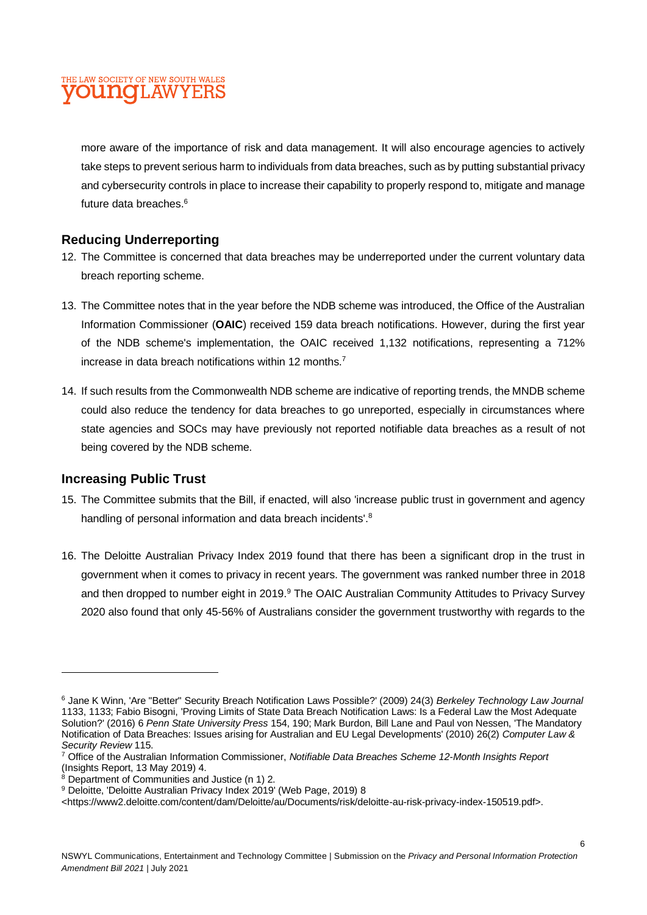more aware of the importance of risk and data management. It will also encourage agencies to actively take steps to prevent serious harm to individuals from data breaches, such as by putting substantial privacy and cybersecurity controls in place to increase their capability to properly respond to, mitigate and manage future data breaches.[6]

## Reducing Underreporting

12. The Committee is concerned that data breaches may be underreported under the current voluntary data breach reporting scheme.

13. The Committee notes that in the year before the NDB scheme was introduced, the Office of the Australian Information Commissioner (**OAIC**) received 159 data breach notifications. However, during the first year of the NDB scheme's implementation, the OAIC received 1,132 notifications, representing a 712% increase in data breach notifications within 12 months.[7]

14. If such results from the Commonwealth NDB scheme are indicative of reporting trends, the MNDB scheme could also reduce the tendency for data breaches to go unreported, especially in circumstances where state agencies and SOCs may have previously not reported notifiable data breaches as a result of not being covered by the NDB scheme.

## Increasing Public Trust

15. The Committee submits that the Bill, if enacted, will also 'increase public trust in government and agency handling of personal information and data breach incidents'.[8]

16. The Deloitte Australian Privacy Index 2019 found that there has been a significant drop in the trust in government when it comes to privacy in recent years. The government was ranked number three in 2018 and then dropped to number eight in 2019.[9] The OAIC Australian Community Attitudes to Privacy Survey 2020 also found that only 45-56% of Australians consider the government trustworthy with regards to the

---

[6] Jane K Winn, 'Are "Better" Security Breach Notification Laws Possible?' (2009) 24(3) *Berkeley Technology Law Journal* 1133, 1133; Fabio Bisogni, 'Proving Limits of State Data Breach Notification Laws: Is a Federal Law the Most Adequate Solution?' (2016) 6 *Penn State University Press* 154, 190; Mark Burdon, Bill Lane and Paul von Nessen, 'The Mandatory Notification of Data Breaches: Issues arising for Australian and EU Legal Developments' (2010) 26(2) *Computer Law & Security Review* 115.

[7] Office of the Australian Information Commissioner, *Notifiable Data Breaches Scheme 12-Month Insights Report* (Insights Report, 13 May 2019) 4.

[8] Department of Communities and Justice (n 1) 2.

[9] Deloitte, 'Deloitte Australian Privacy Index 2019' (Web Page, 2019) 8 <https://www2.deloitte.com/content/dam/Deloitte/au/Documents/risk/deloitte-au-risk-privacy-index-150519.pdf>.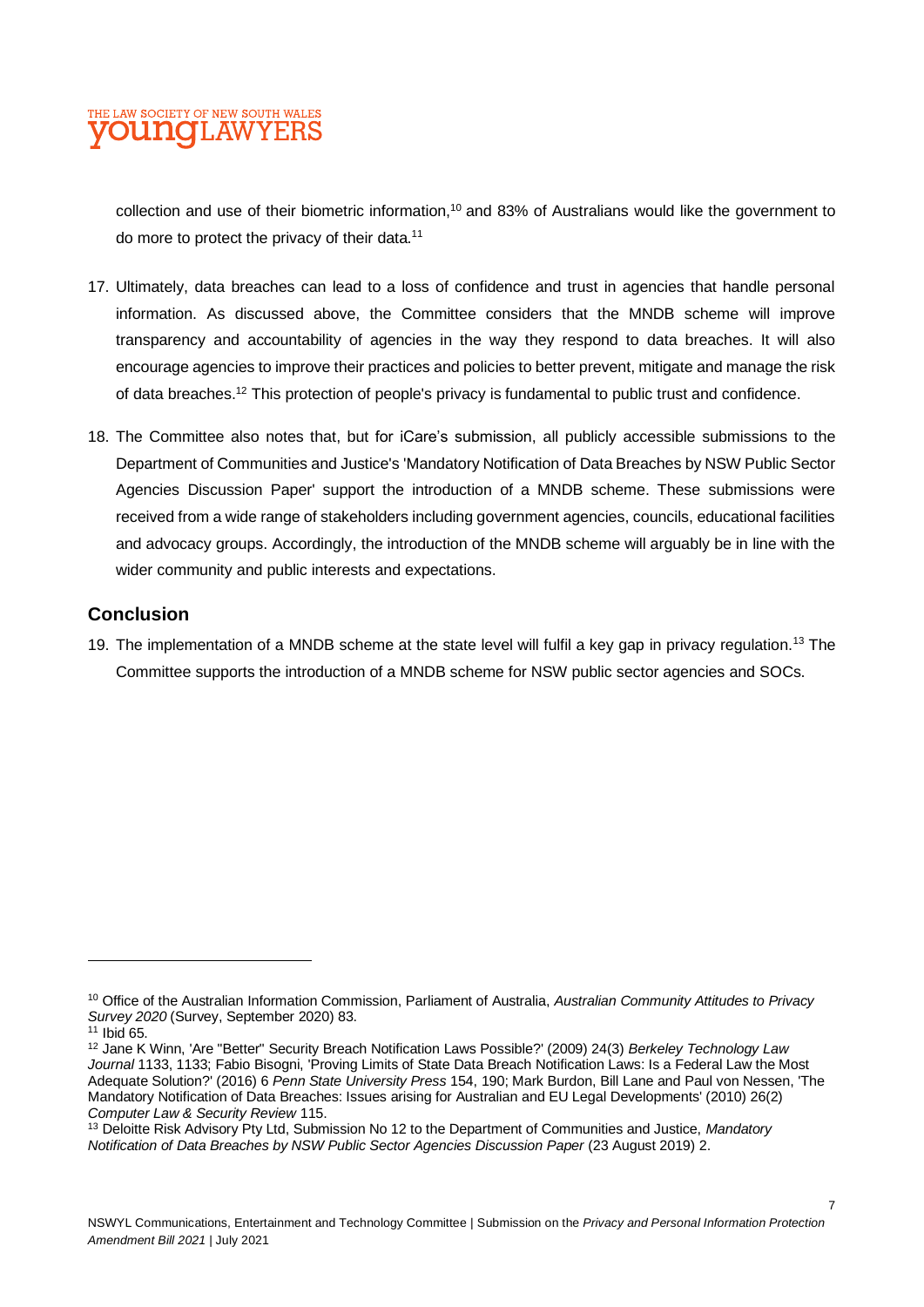collection and use of their biometric information,[10] and 83% of Australians would like the government to do more to protect the privacy of their data.[11]

17. Ultimately, data breaches can lead to a loss of confidence and trust in agencies that handle personal information. As discussed above, the Committee considers that the MNDB scheme will improve transparency and accountability of agencies in the way they respond to data breaches. It will also encourage agencies to improve their practices and policies to better prevent, mitigate and manage the risk of data breaches.[12] This protection of people's privacy is fundamental to public trust and confidence.

18. The Committee also notes that, but for iCare's submission, all publicly accessible submissions to the Department of Communities and Justice's 'Mandatory Notification of Data Breaches by NSW Public Sector Agencies Discussion Paper' support the introduction of a MNDB scheme. These submissions were received from a wide range of stakeholders including government agencies, councils, educational facilities and advocacy groups. Accordingly, the introduction of the MNDB scheme will arguably be in line with the wider community and public interests and expectations.

## Conclusion

19. The implementation of a MNDB scheme at the state level will fulfil a key gap in privacy regulation.[13] The Committee supports the introduction of a MNDB scheme for NSW public sector agencies and SOCs.

---

[10] Office of the Australian Information Commission, Parliament of Australia, *Australian Community Attitudes to Privacy Survey 2020* (Survey, September 2020) 83.

[11] Ibid 65.

[12] Jane K Winn, 'Are "Better" Security Breach Notification Laws Possible?' (2009) 24(3) *Berkeley Technology Law Journal* 1133, 1133; Fabio Bisogni, 'Proving Limits of State Data Breach Notification Laws: Is a Federal Law the Most Adequate Solution?' (2016) 6 *Penn State University Press* 154, 190; Mark Burdon, Bill Lane and Paul von Nessen, 'The Mandatory Notification of Data Breaches: Issues arising for Australian and EU Legal Developments' (2010) 26(2) *Computer Law & Security Review* 115.

[13] Deloitte Risk Advisory Pty Ltd, Submission No 12 to the Department of Communities and Justice, *Mandatory Notification of Data Breaches by NSW Public Sector Agencies Discussion Paper* (23 August 2019) 2.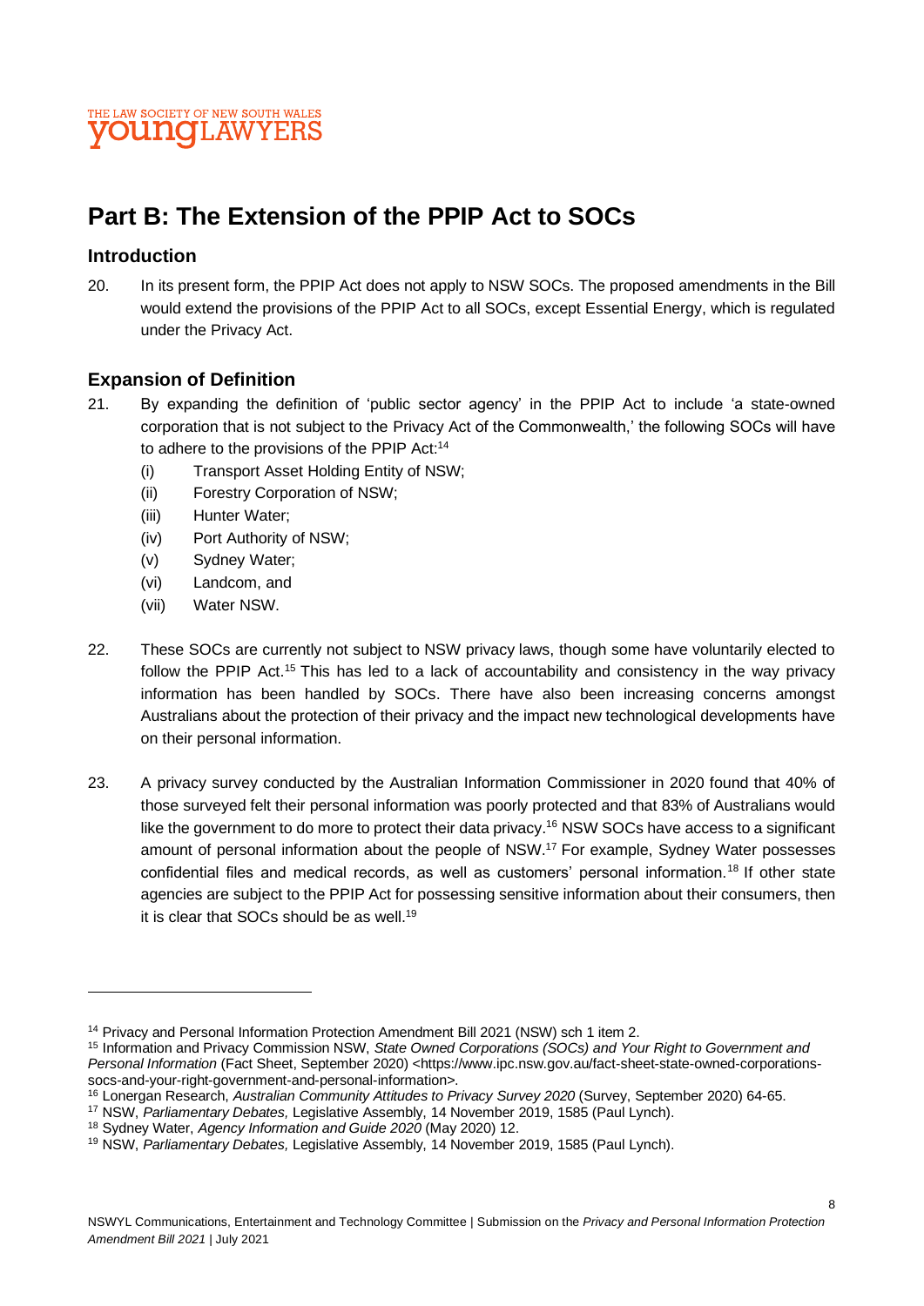# Part B: The Extension of the PPIP Act to SOCs

## Introduction

20. In its present form, the PPIP Act does not apply to NSW SOCs. The proposed amendments in the Bill would extend the provisions of the PPIP Act to all SOCs, except Essential Energy, which is regulated under the Privacy Act.

## Expansion of Definition

21. By expanding the definition of 'public sector agency' in the PPIP Act to include 'a state-owned corporation that is not subject to the Privacy Act of the Commonwealth,' the following SOCs will have to adhere to the provisions of the PPIP Act:[14]
    (i) Transport Asset Holding Entity of NSW;
    (ii) Forestry Corporation of NSW;
    (iii) Hunter Water;
    (iv) Port Authority of NSW;
    (v) Sydney Water;
    (vi) Landcom, and
    (vii) Water NSW.

22. These SOCs are currently not subject to NSW privacy laws, though some have voluntarily elected to follow the PPIP Act.[15] This has led to a lack of accountability and consistency in the way privacy information has been handled by SOCs. There have also been increasing concerns amongst Australians about the protection of their privacy and the impact new technological developments have on their personal information.

23. A privacy survey conducted by the Australian Information Commissioner in 2020 found that 40% of those surveyed felt their personal information was poorly protected and that 83% of Australians would like the government to do more to protect their data privacy.[16] NSW SOCs have access to a significant amount of personal information about the people of NSW.[17] For example, Sydney Water possesses confidential files and medical records, as well as customers' personal information.[18] If other state agencies are subject to the PPIP Act for possessing sensitive information about their consumers, then it is clear that SOCs should be as well.[19]

---

[14] Privacy and Personal Information Protection Amendment Bill 2021 (NSW) sch 1 item 2.

[15] Information and Privacy Commission NSW, *State Owned Corporations (SOCs) and Your Right to Government and Personal Information* (Fact Sheet, September 2020) <https://www.ipc.nsw.gov.au/fact-sheet-state-owned-corporations-socs-and-your-right-government-and-personal-information>.

[16] Lonergan Research, *Australian Community Attitudes to Privacy Survey 2020* (Survey, September 2020) 64-65.

[17] NSW, *Parliamentary Debates,* Legislative Assembly, 14 November 2019, 1585 (Paul Lynch).

[18] Sydney Water, *Agency Information and Guide 2020* (May 2020) 12.

[19] NSW, *Parliamentary Debates,* Legislative Assembly, 14 November 2019, 1585 (Paul Lynch).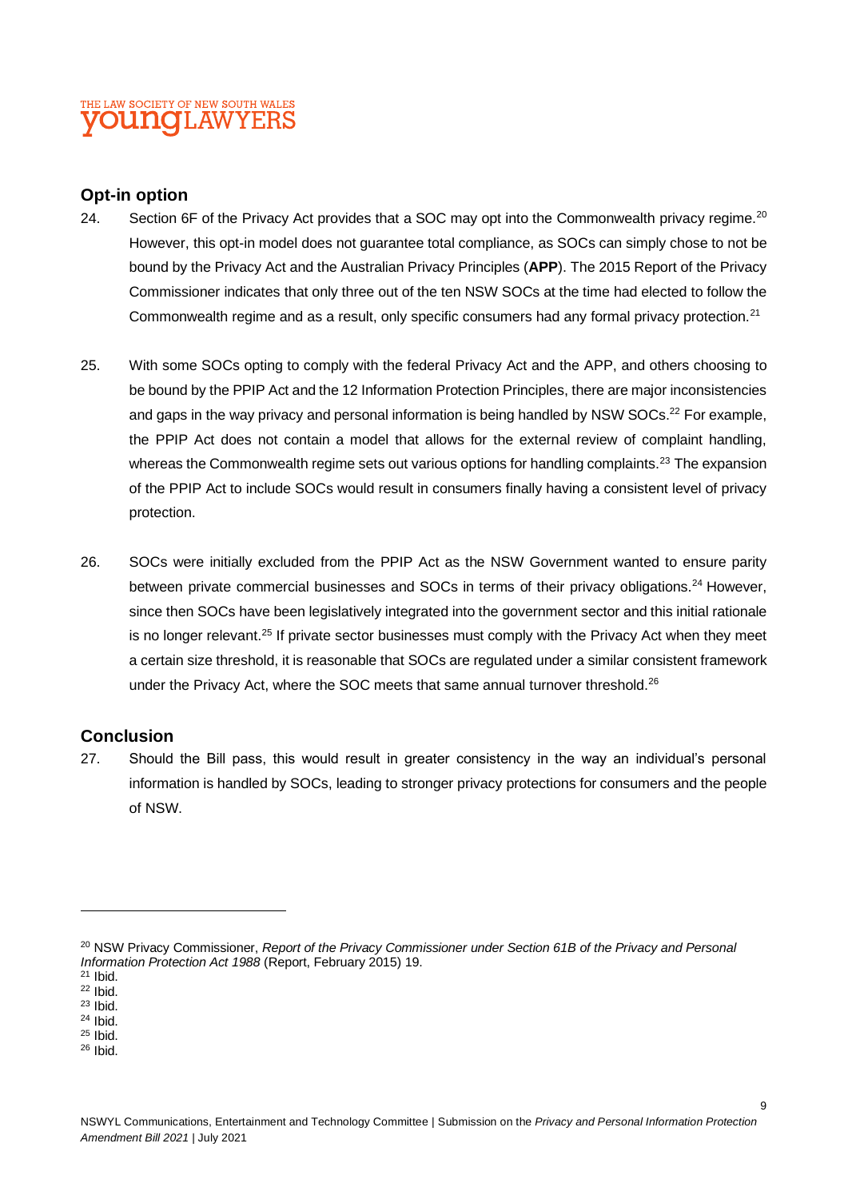## Opt-in option

24. Section 6F of the Privacy Act provides that a SOC may opt into the Commonwealth privacy regime.[20] However, this opt-in model does not guarantee total compliance, as SOCs can simply chose to not be bound by the Privacy Act and the Australian Privacy Principles (**APP**). The 2015 Report of the Privacy Commissioner indicates that only three out of the ten NSW SOCs at the time had elected to follow the Commonwealth regime and as a result, only specific consumers had any formal privacy protection.[21]

25. With some SOCs opting to comply with the federal Privacy Act and the APP, and others choosing to be bound by the PPIP Act and the 12 Information Protection Principles, there are major inconsistencies and gaps in the way privacy and personal information is being handled by NSW SOCs.[22] For example, the PPIP Act does not contain a model that allows for the external review of complaint handling, whereas the Commonwealth regime sets out various options for handling complaints.[23] The expansion of the PPIP Act to include SOCs would result in consumers finally having a consistent level of privacy protection.

26. SOCs were initially excluded from the PPIP Act as the NSW Government wanted to ensure parity between private commercial businesses and SOCs in terms of their privacy obligations.[24] However, since then SOCs have been legislatively integrated into the government sector and this initial rationale is no longer relevant.[25] If private sector businesses must comply with the Privacy Act when they meet a certain size threshold, it is reasonable that SOCs are regulated under a similar consistent framework under the Privacy Act, where the SOC meets that same annual turnover threshold.[26]

## Conclusion

27. Should the Bill pass, this would result in greater consistency in the way an individual's personal information is handled by SOCs, leading to stronger privacy protections for consumers and the people of NSW.

---

[20] NSW Privacy Commissioner, *Report of the Privacy Commissioner under Section 61B of the Privacy and Personal Information Protection Act 1988* (Report, February 2015) 19.
[21] Ibid.
[22] Ibid.
[23] Ibid.
[24] Ibid.
[25] Ibid.
[26] Ibid.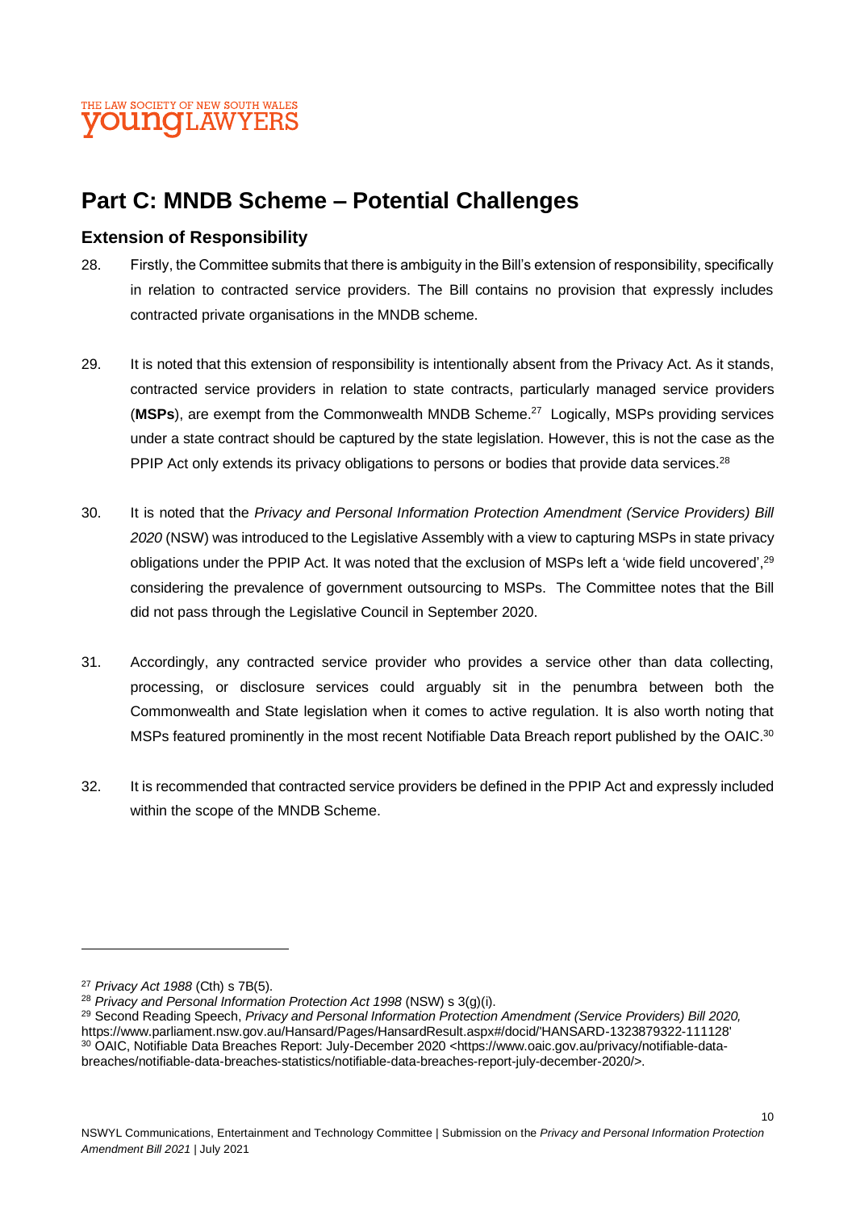## Part C: MNDB Scheme – Potential Challenges

### Extension of Responsibility

28. Firstly, the Committee submits that there is ambiguity in the Bill's extension of responsibility, specifically in relation to contracted service providers. The Bill contains no provision that expressly includes contracted private organisations in the MNDB scheme.

29. It is noted that this extension of responsibility is intentionally absent from the Privacy Act. As it stands, contracted service providers in relation to state contracts, particularly managed service providers (**MSPs**), are exempt from the Commonwealth MNDB Scheme.[27] Logically, MSPs providing services under a state contract should be captured by the state legislation. However, this is not the case as the PPIP Act only extends its privacy obligations to persons or bodies that provide data services.[28]

30. It is noted that the *Privacy and Personal Information Protection Amendment (Service Providers) Bill 2020* (NSW) was introduced to the Legislative Assembly with a view to capturing MSPs in state privacy obligations under the PPIP Act. It was noted that the exclusion of MSPs left a 'wide field uncovered',[29] considering the prevalence of government outsourcing to MSPs. The Committee notes that the Bill did not pass through the Legislative Council in September 2020.

31. Accordingly, any contracted service provider who provides a service other than data collecting, processing, or disclosure services could arguably sit in the penumbra between both the Commonwealth and State legislation when it comes to active regulation. It is also worth noting that MSPs featured prominently in the most recent Notifiable Data Breach report published by the OAIC.[30]

32. It is recommended that contracted service providers be defined in the PPIP Act and expressly included within the scope of the MNDB Scheme.

---

[27] *Privacy Act 1988* (Cth) s 7B(5).

[28] *Privacy and Personal Information Protection Act 1998* (NSW) s 3(g)(i).

[29] Second Reading Speech, *Privacy and Personal Information Protection Amendment (Service Providers) Bill 2020,* https://www.parliament.nsw.gov.au/Hansard/Pages/HansardResult.aspx#/docid/'HANSARD-1323879322-111128'

[30] OAIC, Notifiable Data Breaches Report: July-December 2020 <https://www.oaic.gov.au/privacy/notifiable-data-breaches/notifiable-data-breaches-statistics/notifiable-data-breaches-report-july-december-2020/>.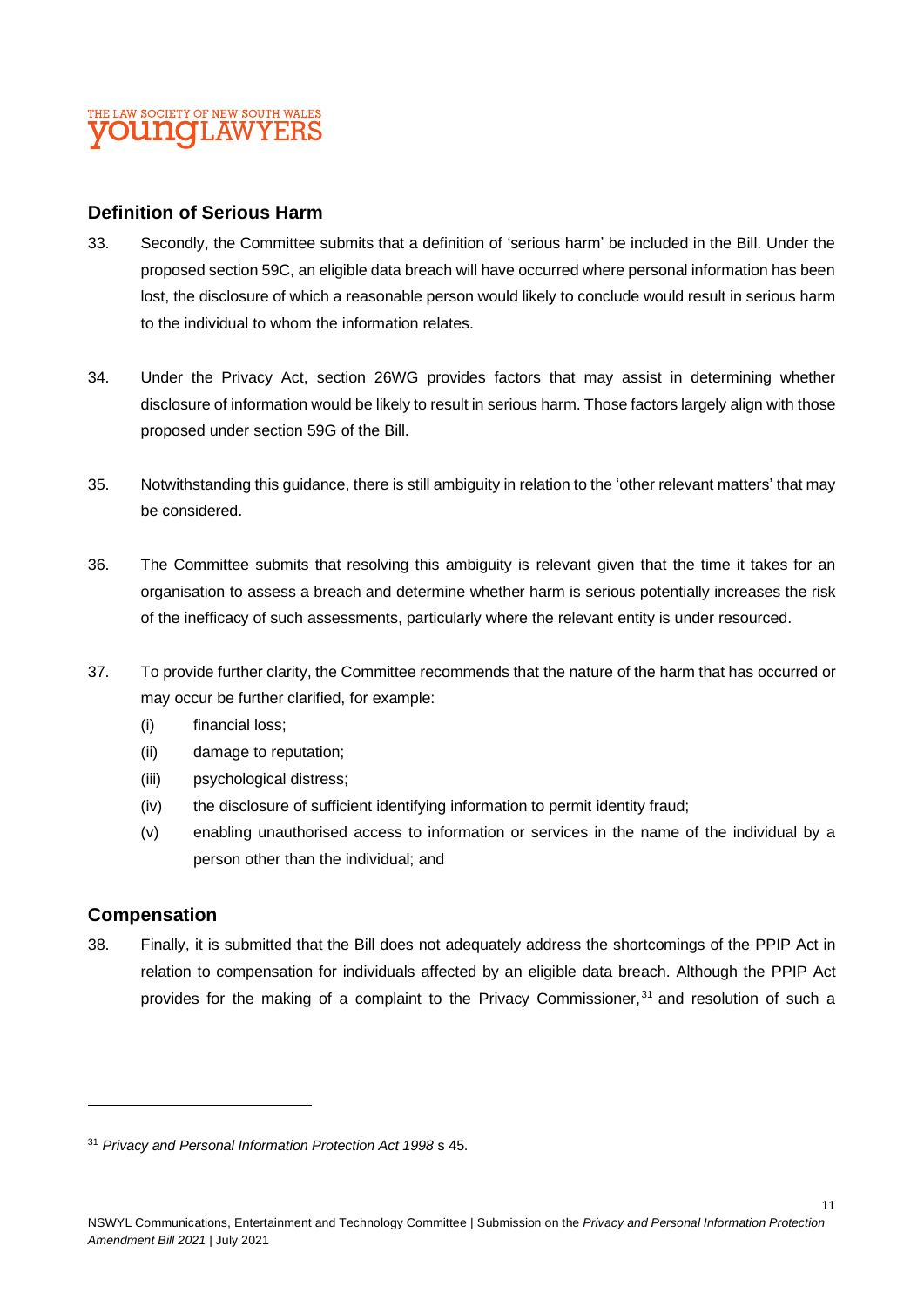## Definition of Serious Harm

33. Secondly, the Committee submits that a definition of 'serious harm' be included in the Bill. Under the proposed section 59C, an eligible data breach will have occurred where personal information has been lost, the disclosure of which a reasonable person would likely to conclude would result in serious harm to the individual to whom the information relates.

34. Under the Privacy Act, section 26WG provides factors that may assist in determining whether disclosure of information would be likely to result in serious harm. Those factors largely align with those proposed under section 59G of the Bill.

35. Notwithstanding this guidance, there is still ambiguity in relation to the 'other relevant matters' that may be considered.

36. The Committee submits that resolving this ambiguity is relevant given that the time it takes for an organisation to assess a breach and determine whether harm is serious potentially increases the risk of the inefficacy of such assessments, particularly where the relevant entity is under resourced.

37. To provide further clarity, the Committee recommends that the nature of the harm that has occurred or may occur be further clarified, for example:
    - (i) financial loss;
    - (ii) damage to reputation;
    - (iii) psychological distress;
    - (iv) the disclosure of sufficient identifying information to permit identity fraud;
    - (v) enabling unauthorised access to information or services in the name of the individual by a person other than the individual; and

## Compensation

38. Finally, it is submitted that the Bill does not adequately address the shortcomings of the PPIP Act in relation to compensation for individuals affected by an eligible data breach. Although the PPIP Act provides for the making of a complaint to the Privacy Commissioner,[31] and resolution of such a

---

[31] *Privacy and Personal Information Protection Act 1998* s 45.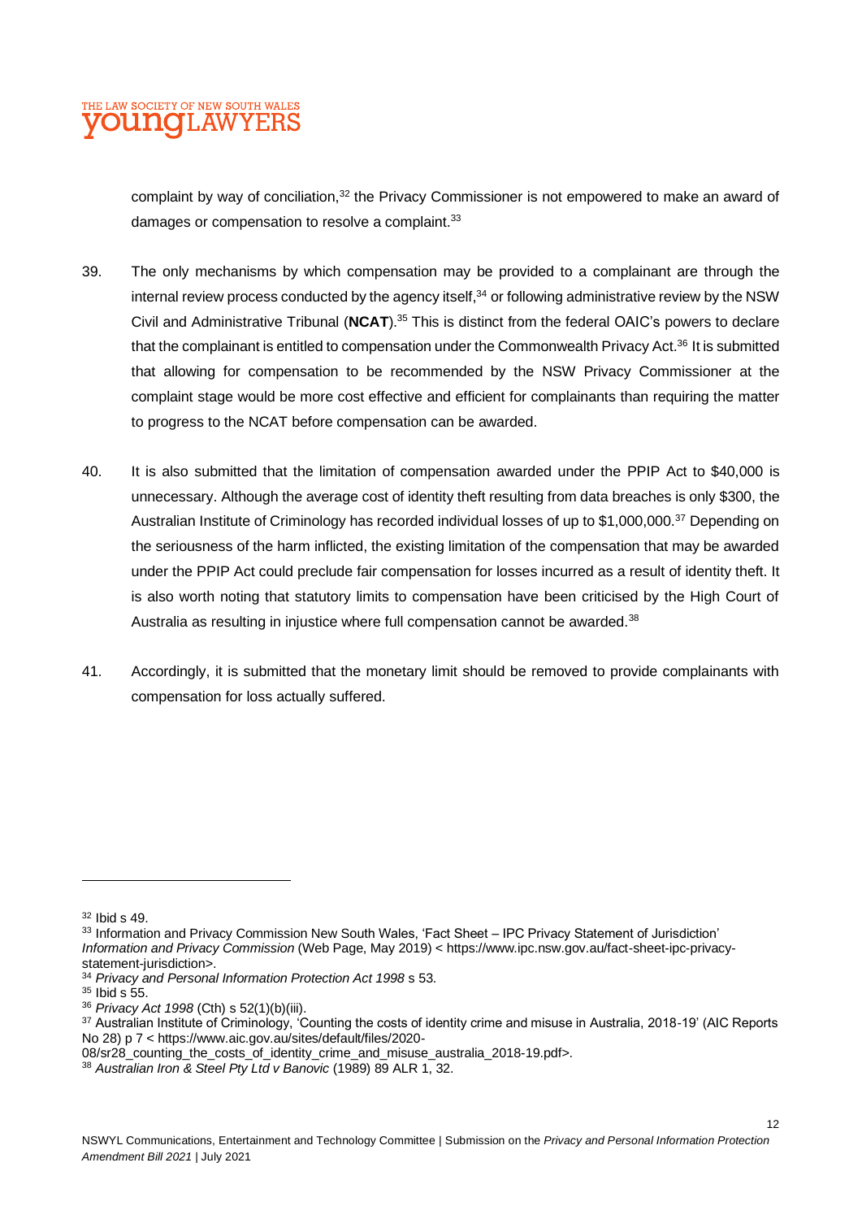complaint by way of conciliation,[32] the Privacy Commissioner is not empowered to make an award of damages or compensation to resolve a complaint.[33]

39. The only mechanisms by which compensation may be provided to a complainant are through the internal review process conducted by the agency itself,[34] or following administrative review by the NSW Civil and Administrative Tribunal (**NCAT**).[35] This is distinct from the federal OAIC's powers to declare that the complainant is entitled to compensation under the Commonwealth Privacy Act.[36] It is submitted that allowing for compensation to be recommended by the NSW Privacy Commissioner at the complaint stage would be more cost effective and efficient for complainants than requiring the matter to progress to the NCAT before compensation can be awarded.

40. It is also submitted that the limitation of compensation awarded under the PPIP Act to $40,000 is unnecessary. Although the average cost of identity theft resulting from data breaches is only $300, the Australian Institute of Criminology has recorded individual losses of up to $1,000,000.[37] Depending on the seriousness of the harm inflicted, the existing limitation of the compensation that may be awarded under the PPIP Act could preclude fair compensation for losses incurred as a result of identity theft. It is also worth noting that statutory limits to compensation have been criticised by the High Court of Australia as resulting in injustice where full compensation cannot be awarded.[38]

41. Accordingly, it is submitted that the monetary limit should be removed to provide complainants with compensation for loss actually suffered.

---

[32] Ibid s 49.

[33] Information and Privacy Commission New South Wales, 'Fact Sheet – IPC Privacy Statement of Jurisdiction' *Information and Privacy Commission* (Web Page, May 2019) < https://www.ipc.nsw.gov.au/fact-sheet-ipc-privacy-statement-jurisdiction>.

[34] *Privacy and Personal Information Protection Act 1998* s 53.

[35] Ibid s 55.

[36] *Privacy Act 1998* (Cth) s 52(1)(b)(iii).

[37] Australian Institute of Criminology, 'Counting the costs of identity crime and misuse in Australia, 2018-19' (AIC Reports No 28) p 7 < https://www.aic.gov.au/sites/default/files/2020-08/sr28_counting_the_costs_of_identity_crime_and_misuse_australia_2018-19.pdf>.

[38] *Australian Iron & Steel Pty Ltd v Banovic* (1989) 89 ALR 1, 32.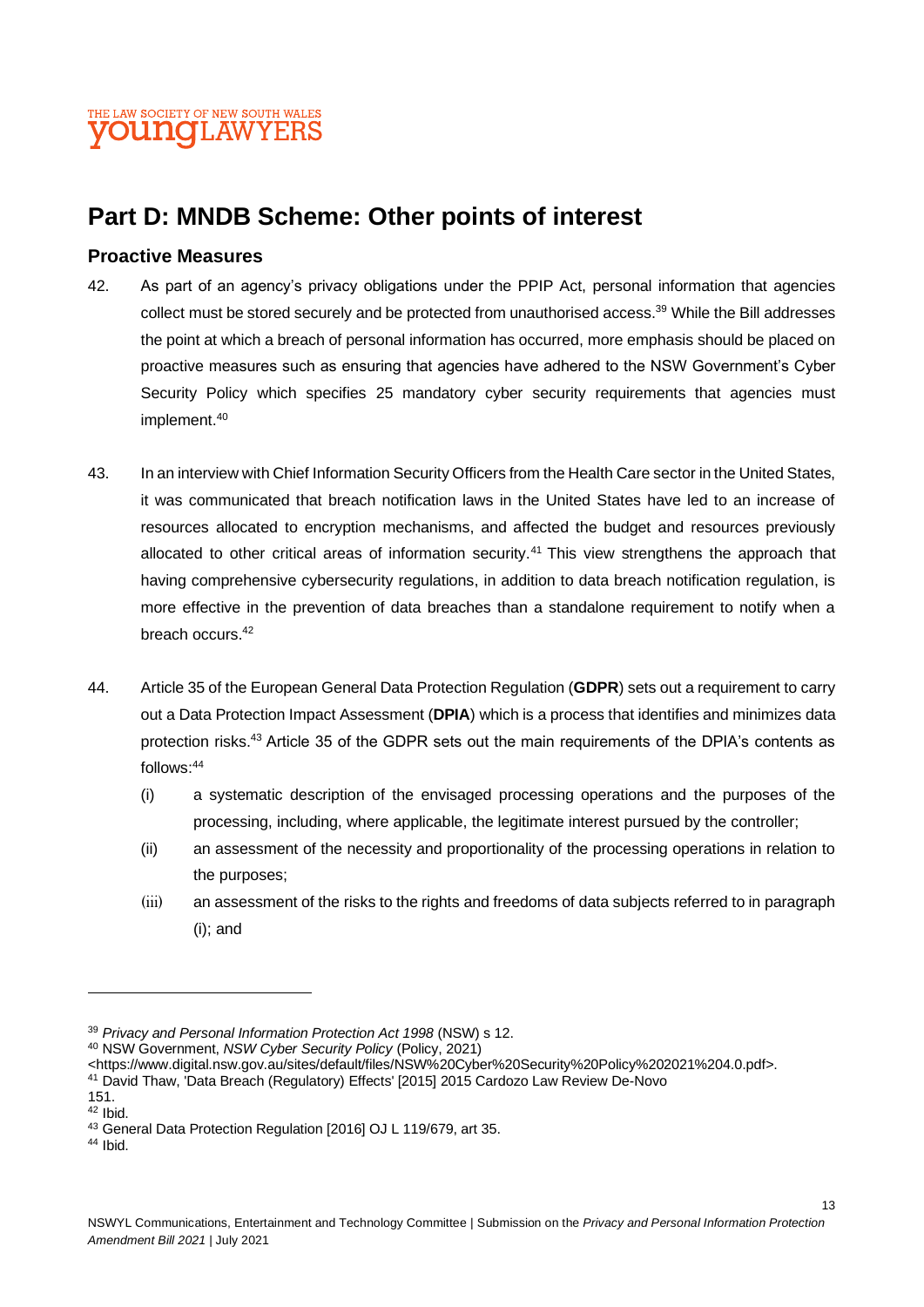# Part D: MNDB Scheme: Other points of interest

## Proactive Measures

42. As part of an agency's privacy obligations under the PPIP Act, personal information that agencies collect must be stored securely and be protected from unauthorised access.[39] While the Bill addresses the point at which a breach of personal information has occurred, more emphasis should be placed on proactive measures such as ensuring that agencies have adhered to the NSW Government's Cyber Security Policy which specifies 25 mandatory cyber security requirements that agencies must implement.[40]

43. In an interview with Chief Information Security Officers from the Health Care sector in the United States, it was communicated that breach notification laws in the United States have led to an increase of resources allocated to encryption mechanisms, and affected the budget and resources previously allocated to other critical areas of information security.[41] This view strengthens the approach that having comprehensive cybersecurity regulations, in addition to data breach notification regulation, is more effective in the prevention of data breaches than a standalone requirement to notify when a breach occurs.[42]

44. Article 35 of the European General Data Protection Regulation (**GDPR**) sets out a requirement to carry out a Data Protection Impact Assessment (**DPIA**) which is a process that identifies and minimizes data protection risks.[43] Article 35 of the GDPR sets out the main requirements of the DPIA's contents as follows:[44]

    (i) a systematic description of the envisaged processing operations and the purposes of the processing, including, where applicable, the legitimate interest pursued by the controller;

    (ii) an assessment of the necessity and proportionality of the processing operations in relation to the purposes;

    (iii) an assessment of the risks to the rights and freedoms of data subjects referred to in paragraph (i); and

---

[39] *Privacy and Personal Information Protection Act 1998* (NSW) s 12.

[40] NSW Government, *NSW Cyber Security Policy* (Policy, 2021) <https://www.digital.nsw.gov.au/sites/default/files/NSW%20Cyber%20Security%20Policy%202021%204.0.pdf>.

[41] David Thaw, 'Data Breach (Regulatory) Effects' [2015] 2015 Cardozo Law Review De-Novo 151.

[42] Ibid.

[43] General Data Protection Regulation [2016] OJ L 119/679, art 35.

[44] Ibid.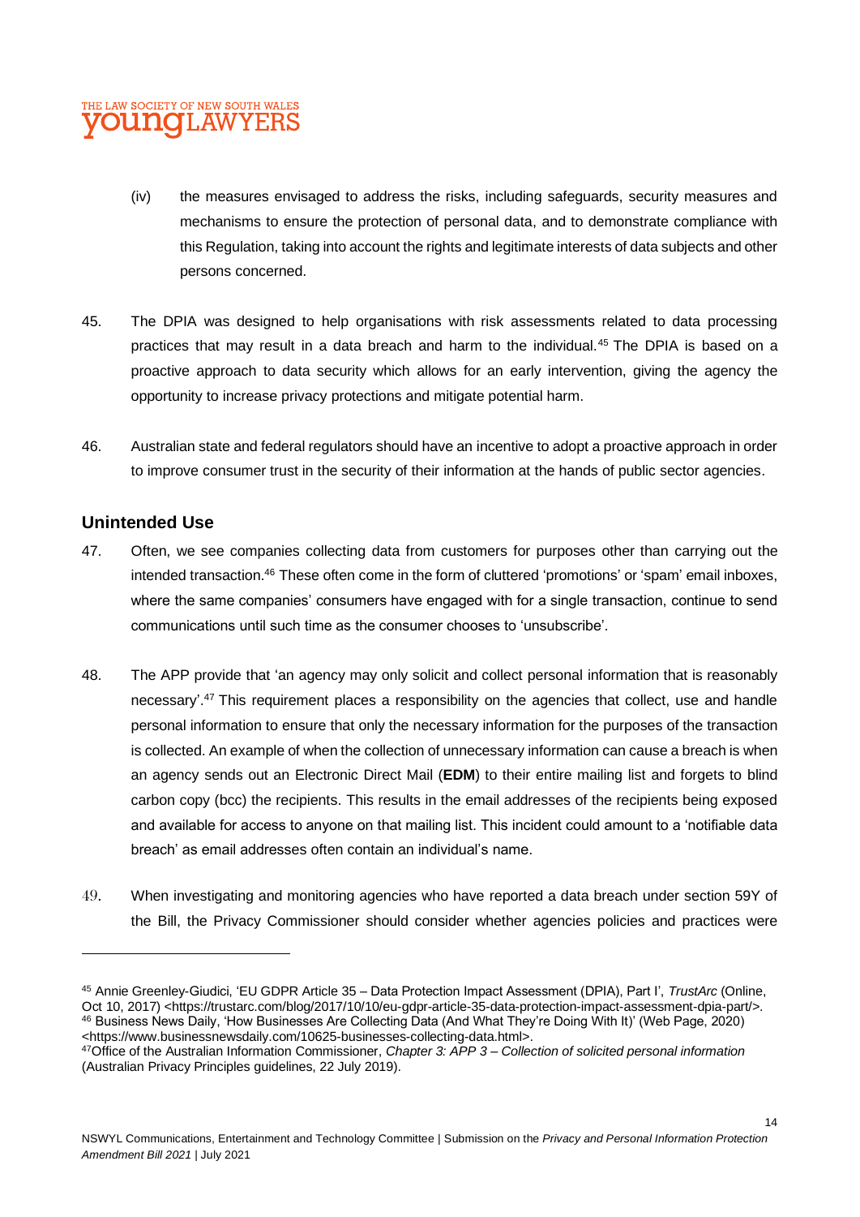(iv) the measures envisaged to address the risks, including safeguards, security measures and mechanisms to ensure the protection of personal data, and to demonstrate compliance with this Regulation, taking into account the rights and legitimate interests of data subjects and other persons concerned.

45. The DPIA was designed to help organisations with risk assessments related to data processing practices that may result in a data breach and harm to the individual.[45] The DPIA is based on a proactive approach to data security which allows for an early intervention, giving the agency the opportunity to increase privacy protections and mitigate potential harm.

46. Australian state and federal regulators should have an incentive to adopt a proactive approach in order to improve consumer trust in the security of their information at the hands of public sector agencies.

## Unintended Use

47. Often, we see companies collecting data from customers for purposes other than carrying out the intended transaction.[46] These often come in the form of cluttered 'promotions' or 'spam' email inboxes, where the same companies' consumers have engaged with for a single transaction, continue to send communications until such time as the consumer chooses to 'unsubscribe'.

48. The APP provide that 'an agency may only solicit and collect personal information that is reasonably necessary'.[47] This requirement places a responsibility on the agencies that collect, use and handle personal information to ensure that only the necessary information for the purposes of the transaction is collected. An example of when the collection of unnecessary information can cause a breach is when an agency sends out an Electronic Direct Mail (**EDM**) to their entire mailing list and forgets to blind carbon copy (bcc) the recipients. This results in the email addresses of the recipients being exposed and available for access to anyone on that mailing list. This incident could amount to a 'notifiable data breach' as email addresses often contain an individual's name.

49. When investigating and monitoring agencies who have reported a data breach under section 59Y of the Bill, the Privacy Commissioner should consider whether agencies policies and practices were

---

[45] Annie Greenley-Giudici, 'EU GDPR Article 35 – Data Protection Impact Assessment (DPIA), Part I', *TrustArc* (Online, Oct 10, 2017) <https://trustarc.com/blog/2017/10/10/eu-gdpr-article-35-data-protection-impact-assessment-dpia-part/>.

[46] Business News Daily, 'How Businesses Are Collecting Data (And What They're Doing With It)' (Web Page, 2020) <https://www.businessnewsdaily.com/10625-businesses-collecting-data.html>.

[47] Office of the Australian Information Commissioner, *Chapter 3: APP 3 – Collection of solicited personal information* (Australian Privacy Principles guidelines, 22 July 2019).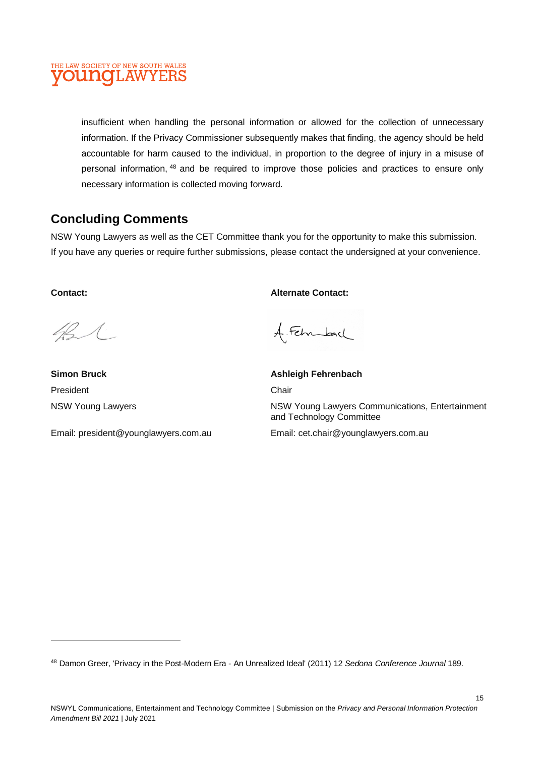insufficient when handling the personal information or allowed for the collection of unnecessary information. If the Privacy Commissioner subsequently makes that finding, the agency should be held accountable for harm caused to the individual, in proportion to the degree of injury in a misuse of personal information, [48] and be required to improve those policies and practices to ensure only necessary information is collected moving forward.

## Concluding Comments

NSW Young Lawyers as well as the CET Committee thank you for the opportunity to make this submission. If you have any queries or require further submissions, please contact the undersigned at your convenience.

**Contact:**

**Simon Bruck**
President
NSW Young Lawyers

Email: president@younglawyers.com.au

**Alternate Contact:**

**Ashleigh Fehrenbach**
Chair
NSW Young Lawyers Communications, Entertainment and Technology Committee

Email: cet.chair@younglawyers.com.au

---

[48] Damon Greer, 'Privacy in the Post-Modern Era - An Unrealized Ideal' (2011) 12 *Sedona Conference Journal* 189.